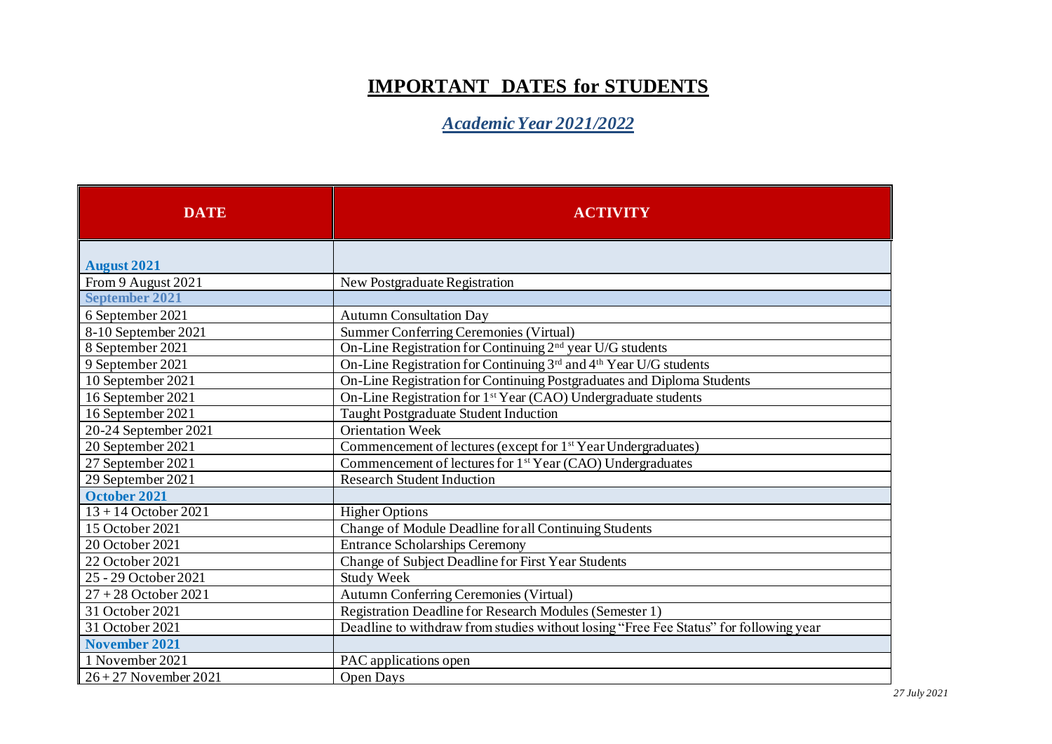# IMPORTANT DATES for STUDENTS

## *Academic Year 2021/2022*

| DATE | ACTIVITY |
|---|---|
| **August 2021** | |
| From 9 August 2021 | New Postgraduate Registration |
| **September 2021** | |
| 6 September 2021 | Autumn Consultation Day |
| 8-10 September 2021 | Summer Conferring Ceremonies (Virtual) |
| 8 September 2021 | On-Line Registration for Continuing 2nd year U/G students |
| 9 September 2021 | On-Line Registration for Continuing 3rd and 4th Year U/G students |
| 10 September 2021 | On-Line Registration for Continuing Postgraduates and Diploma Students |
| 16 September 2021 | On-Line Registration for 1st Year (CAO) Undergraduate students |
| 16 September 2021 | Taught Postgraduate Student Induction |
| 20-24 September 2021 | Orientation Week |
| 20 September 2021 | Commencement of lectures (except for 1st Year Undergraduates) |
| 27 September 2021 | Commencement of lectures for 1st Year (CAO) Undergraduates |
| 29 September 2021 | Research Student Induction |
| **October 2021** | |
| 13 + 14 October 2021 | Higher Options |
| 15 October 2021 | Change of Module Deadline for all Continuing Students |
| 20 October 2021 | Entrance Scholarships Ceremony |
| 22 October 2021 | Change of Subject Deadline for First Year Students |
| 25 - 29 October 2021 | Study Week |
| 27 + 28 October 2021 | Autumn Conferring Ceremonies (Virtual) |
| 31 October 2021 | Registration Deadline for Research Modules (Semester 1) |
| 31 October 2021 | Deadline to withdraw from studies without losing "Free Fee Status" for following year |
| **November 2021** | |
| 1 November 2021 | PAC applications open |
| 26 + 27 November 2021 | Open Days |

*27 July 2021*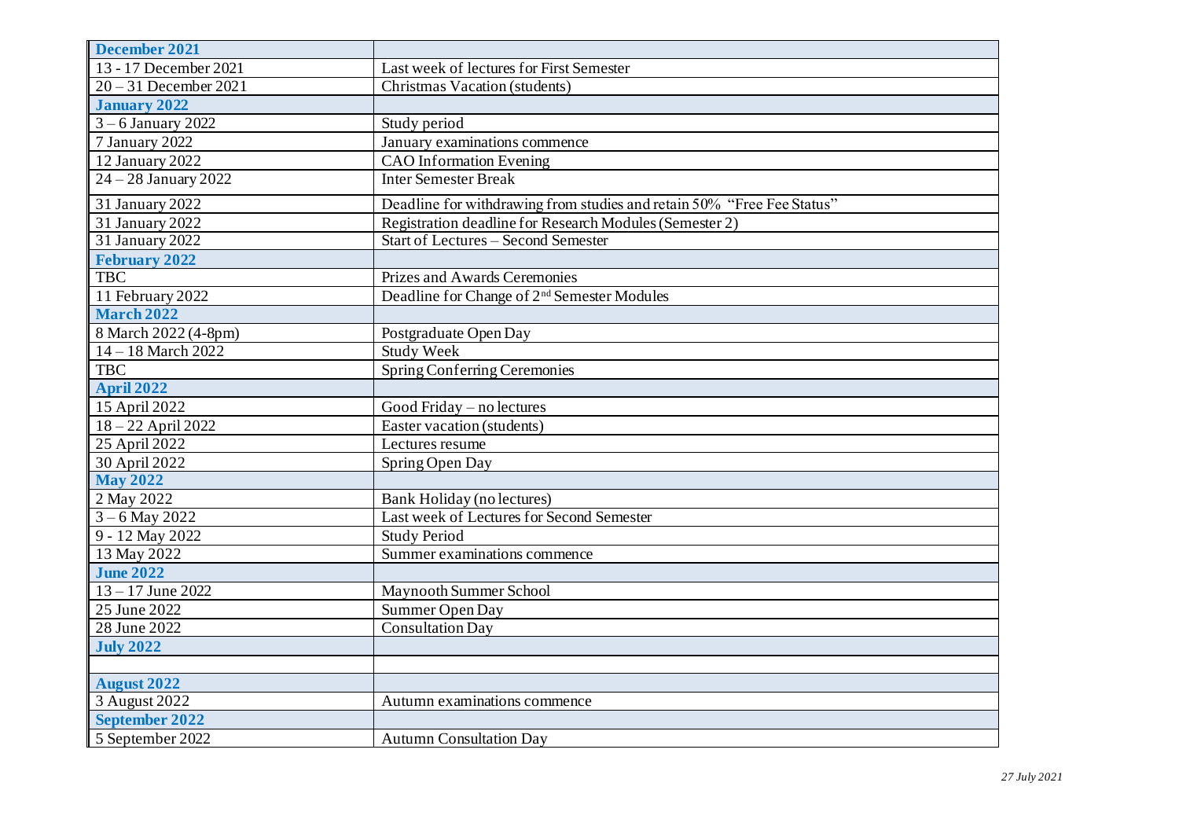| | |
|---|---|
| **December 2021** | |
| 13 - 17 December 2021 | Last week of lectures for First Semester |
| 20 – 31 December 2021 | Christmas Vacation (students) |
| **January 2022** | |
| 3 – 6 January 2022 | Study period |
| 7 January 2022 | January examinations commence |
| 12 January 2022 | CAO Information Evening |
| 24 – 28 January 2022 | Inter Semester Break |
| 31 January 2022 | Deadline for withdrawing from studies and retain 50% "Free Fee Status" |
| 31 January 2022 | Registration deadline for Research Modules (Semester 2) |
| 31 January 2022 | Start of Lectures – Second Semester |
| **February 2022** | |
| TBC | Prizes and Awards Ceremonies |
| 11 February 2022 | Deadline for Change of 2nd Semester Modules |
| **March 2022** | |
| 8 March 2022 (4-8pm) | Postgraduate Open Day |
| 14 – 18 March 2022 | Study Week |
| TBC | Spring Conferring Ceremonies |
| **April 2022** | |
| 15 April 2022 | Good Friday – no lectures |
| 18 – 22 April 2022 | Easter vacation (students) |
| 25 April 2022 | Lectures resume |
| 30 April 2022 | Spring Open Day |
| **May 2022** | |
| 2 May 2022 | Bank Holiday (no lectures) |
| 3 – 6 May 2022 | Last week of Lectures for Second Semester |
| 9 - 12 May 2022 | Study Period |
| 13 May 2022 | Summer examinations commence |
| **June 2022** | |
| 13 – 17 June 2022 | Maynooth Summer School |
| 25 June 2022 | Summer Open Day |
| 28 June 2022 | Consultation Day |
| **July 2022** | |
| | |
| **August 2022** | |
| 3 August 2022 | Autumn examinations commence |
| **September 2022** | |
| 5 September 2022 | Autumn Consultation Day |

*27 July 2021*